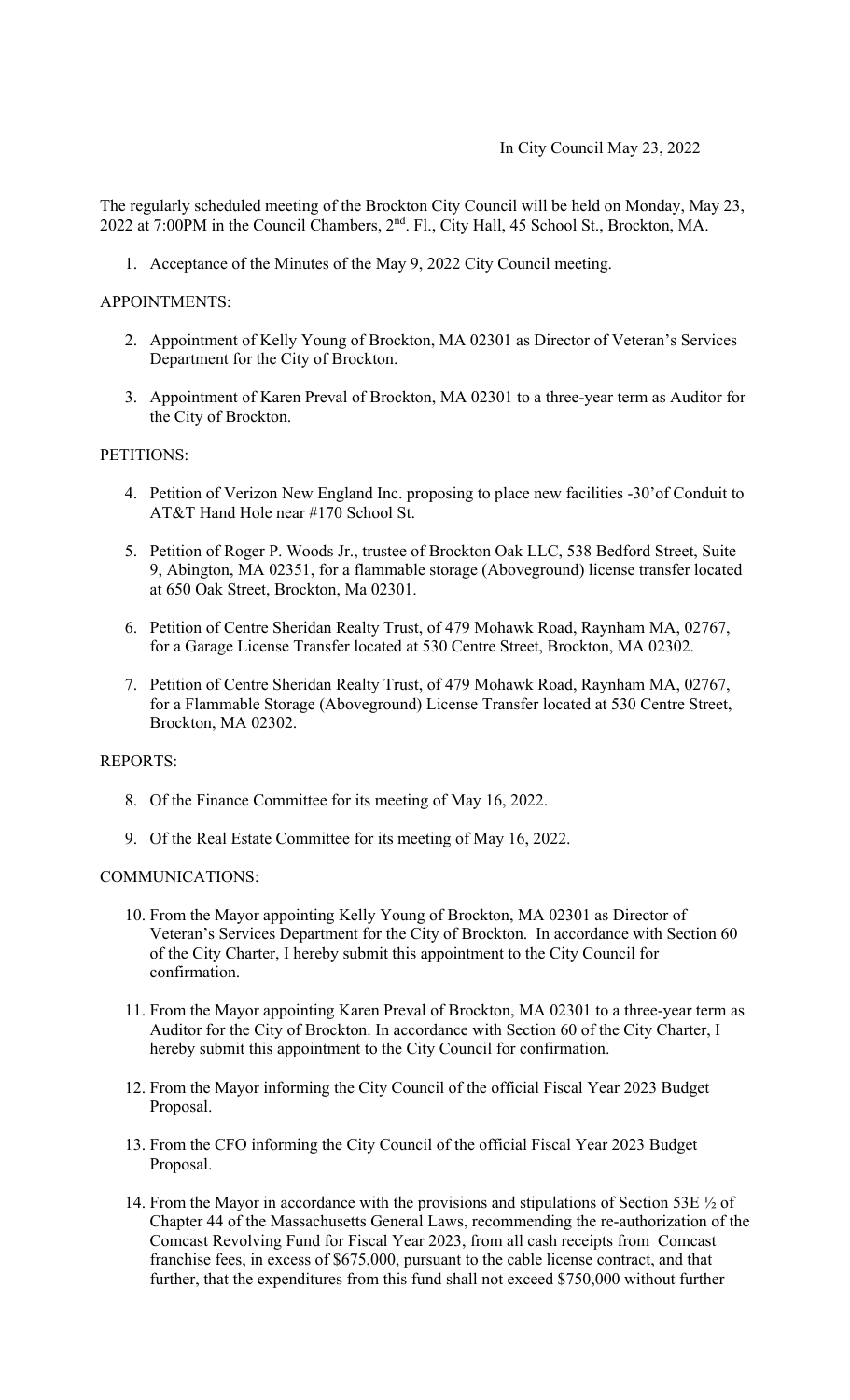In City Council May 23, 2022

The regularly scheduled meeting of the Brockton City Council will be held on Monday, May 23, 2022 at 7:00PM in the Council Chambers, 2nd. Fl., City Hall, 45 School St., Brockton, MA.

1. Acceptance of the Minutes of the May 9, 2022 City Council meeting.

APPOINTMENTS:

2. Appointment of Kelly Young of Brockton, MA 02301 as Director of Veteran's Services Department for the City of Brockton.

3. Appointment of Karen Preval of Brockton, MA 02301 to a three-year term as Auditor for the City of Brockton.

PETITIONS:

4. Petition of Verizon New England Inc. proposing to place new facilities -30'of Conduit to AT&T Hand Hole near #170 School St.

5. Petition of Roger P. Woods Jr., trustee of Brockton Oak LLC, 538 Bedford Street, Suite 9, Abington, MA 02351, for a flammable storage (Aboveground) license transfer located at 650 Oak Street, Brockton, Ma 02301.

6. Petition of Centre Sheridan Realty Trust, of 479 Mohawk Road, Raynham MA, 02767, for a Garage License Transfer located at 530 Centre Street, Brockton, MA 02302.

7. Petition of Centre Sheridan Realty Trust, of 479 Mohawk Road, Raynham MA, 02767, for a Flammable Storage (Aboveground) License Transfer located at 530 Centre Street, Brockton, MA 02302.

REPORTS:

8. Of the Finance Committee for its meeting of May 16, 2022.

9. Of the Real Estate Committee for its meeting of May 16, 2022.

COMMUNICATIONS:

10. From the Mayor appointing Kelly Young of Brockton, MA 02301 as Director of Veteran's Services Department for the City of Brockton. In accordance with Section 60 of the City Charter, I hereby submit this appointment to the City Council for confirmation.

11. From the Mayor appointing Karen Preval of Brockton, MA 02301 to a three-year term as Auditor for the City of Brockton. In accordance with Section 60 of the City Charter, I hereby submit this appointment to the City Council for confirmation.

12. From the Mayor informing the City Council of the official Fiscal Year 2023 Budget Proposal.

13. From the CFO informing the City Council of the official Fiscal Year 2023 Budget Proposal.

14. From the Mayor in accordance with the provisions and stipulations of Section 53E ½ of Chapter 44 of the Massachusetts General Laws, recommending the re-authorization of the Comcast Revolving Fund for Fiscal Year 2023, from all cash receipts from Comcast franchise fees, in excess of $675,000, pursuant to the cable license contract, and that further, that the expenditures from this fund shall not exceed $750,000 without further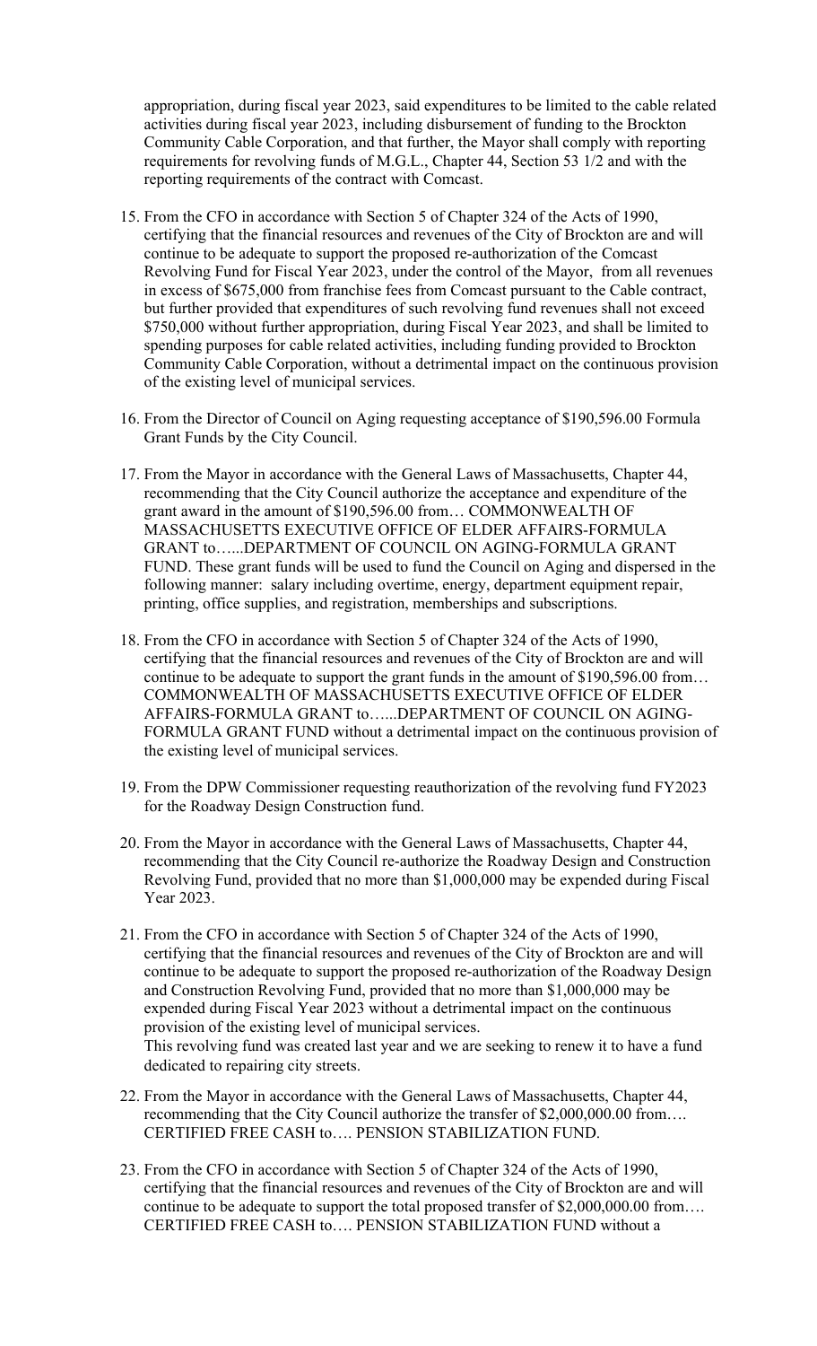appropriation, during fiscal year 2023, said expenditures to be limited to the cable related activities during fiscal year 2023, including disbursement of funding to the Brockton Community Cable Corporation, and that further, the Mayor shall comply with reporting requirements for revolving funds of M.G.L., Chapter 44, Section 53 1/2 and with the reporting requirements of the contract with Comcast.

15. From the CFO in accordance with Section 5 of Chapter 324 of the Acts of 1990, certifying that the financial resources and revenues of the City of Brockton are and will continue to be adequate to support the proposed re-authorization of the Comcast Revolving Fund for Fiscal Year 2023, under the control of the Mayor, from all revenues in excess of $675,000 from franchise fees from Comcast pursuant to the Cable contract, but further provided that expenditures of such revolving fund revenues shall not exceed $750,000 without further appropriation, during Fiscal Year 2023, and shall be limited to spending purposes for cable related activities, including funding provided to Brockton Community Cable Corporation, without a detrimental impact on the continuous provision of the existing level of municipal services.

16. From the Director of Council on Aging requesting acceptance of $190,596.00 Formula Grant Funds by the City Council.

17. From the Mayor in accordance with the General Laws of Massachusetts, Chapter 44, recommending that the City Council authorize the acceptance and expenditure of the grant award in the amount of $190,596.00 from… COMMONWEALTH OF MASSACHUSETTS EXECUTIVE OFFICE OF ELDER AFFAIRS-FORMULA GRANT to…...DEPARTMENT OF COUNCIL ON AGING-FORMULA GRANT FUND. These grant funds will be used to fund the Council on Aging and dispersed in the following manner: salary including overtime, energy, department equipment repair, printing, office supplies, and registration, memberships and subscriptions.

18. From the CFO in accordance with Section 5 of Chapter 324 of the Acts of 1990, certifying that the financial resources and revenues of the City of Brockton are and will continue to be adequate to support the grant funds in the amount of $190,596.00 from… COMMONWEALTH OF MASSACHUSETTS EXECUTIVE OFFICE OF ELDER AFFAIRS-FORMULA GRANT to…...DEPARTMENT OF COUNCIL ON AGING-FORMULA GRANT FUND without a detrimental impact on the continuous provision of the existing level of municipal services.

19. From the DPW Commissioner requesting reauthorization of the revolving fund FY2023 for the Roadway Design Construction fund.

20. From the Mayor in accordance with the General Laws of Massachusetts, Chapter 44, recommending that the City Council re-authorize the Roadway Design and Construction Revolving Fund, provided that no more than $1,000,000 may be expended during Fiscal Year 2023.

21. From the CFO in accordance with Section 5 of Chapter 324 of the Acts of 1990, certifying that the financial resources and revenues of the City of Brockton are and will continue to be adequate to support the proposed re-authorization of the Roadway Design and Construction Revolving Fund, provided that no more than $1,000,000 may be expended during Fiscal Year 2023 without a detrimental impact on the continuous provision of the existing level of municipal services.
    This revolving fund was created last year and we are seeking to renew it to have a fund dedicated to repairing city streets.

22. From the Mayor in accordance with the General Laws of Massachusetts, Chapter 44, recommending that the City Council authorize the transfer of $2,000,000.00 from…. CERTIFIED FREE CASH to…. PENSION STABILIZATION FUND.

23. From the CFO in accordance with Section 5 of Chapter 324 of the Acts of 1990, certifying that the financial resources and revenues of the City of Brockton are and will continue to be adequate to support the total proposed transfer of $2,000,000.00 from…. CERTIFIED FREE CASH to…. PENSION STABILIZATION FUND without a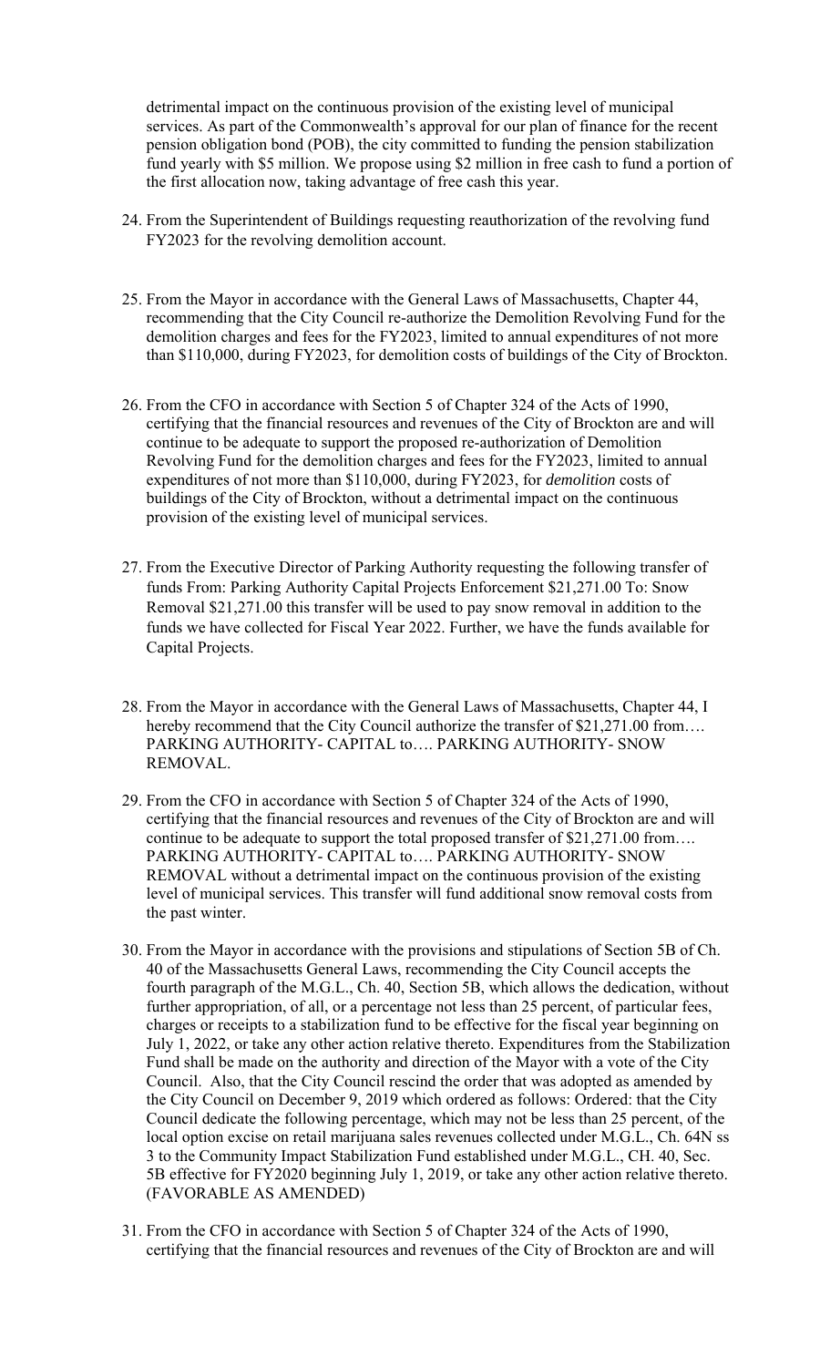detrimental impact on the continuous provision of the existing level of municipal services. As part of the Commonwealth's approval for our plan of finance for the recent pension obligation bond (POB), the city committed to funding the pension stabilization fund yearly with $5 million. We propose using $2 million in free cash to fund a portion of the first allocation now, taking advantage of free cash this year.

24. From the Superintendent of Buildings requesting reauthorization of the revolving fund FY2023 for the revolving demolition account.

25. From the Mayor in accordance with the General Laws of Massachusetts, Chapter 44, recommending that the City Council re-authorize the Demolition Revolving Fund for the demolition charges and fees for the FY2023, limited to annual expenditures of not more than $110,000, during FY2023, for demolition costs of buildings of the City of Brockton.

26. From the CFO in accordance with Section 5 of Chapter 324 of the Acts of 1990, certifying that the financial resources and revenues of the City of Brockton are and will continue to be adequate to support the proposed re-authorization of Demolition Revolving Fund for the demolition charges and fees for the FY2023, limited to annual expenditures of not more than $110,000, during FY2023, for *demolition* costs of buildings of the City of Brockton, without a detrimental impact on the continuous provision of the existing level of municipal services.

27. From the Executive Director of Parking Authority requesting the following transfer of funds From: Parking Authority Capital Projects Enforcement $21,271.00 To: Snow Removal $21,271.00 this transfer will be used to pay snow removal in addition to the funds we have collected for Fiscal Year 2022. Further, we have the funds available for Capital Projects.

28. From the Mayor in accordance with the General Laws of Massachusetts, Chapter 44, I hereby recommend that the City Council authorize the transfer of $21,271.00 from…. PARKING AUTHORITY- CAPITAL to…. PARKING AUTHORITY- SNOW REMOVAL.

29. From the CFO in accordance with Section 5 of Chapter 324 of the Acts of 1990, certifying that the financial resources and revenues of the City of Brockton are and will continue to be adequate to support the total proposed transfer of $21,271.00 from…. PARKING AUTHORITY- CAPITAL to…. PARKING AUTHORITY- SNOW REMOVAL without a detrimental impact on the continuous provision of the existing level of municipal services. This transfer will fund additional snow removal costs from the past winter.

30. From the Mayor in accordance with the provisions and stipulations of Section 5B of Ch. 40 of the Massachusetts General Laws, recommending the City Council accepts the fourth paragraph of the M.G.L., Ch. 40, Section 5B, which allows the dedication, without further appropriation, of all, or a percentage not less than 25 percent, of particular fees, charges or receipts to a stabilization fund to be effective for the fiscal year beginning on July 1, 2022, or take any other action relative thereto. Expenditures from the Stabilization Fund shall be made on the authority and direction of the Mayor with a vote of the City Council. Also, that the City Council rescind the order that was adopted as amended by the City Council on December 9, 2019 which ordered as follows: Ordered: that the City Council dedicate the following percentage, which may not be less than 25 percent, of the local option excise on retail marijuana sales revenues collected under M.G.L., Ch. 64N ss 3 to the Community Impact Stabilization Fund established under M.G.L., CH. 40, Sec. 5B effective for FY2020 beginning July 1, 2019, or take any other action relative thereto. (FAVORABLE AS AMENDED)

31. From the CFO in accordance with Section 5 of Chapter 324 of the Acts of 1990, certifying that the financial resources and revenues of the City of Brockton are and will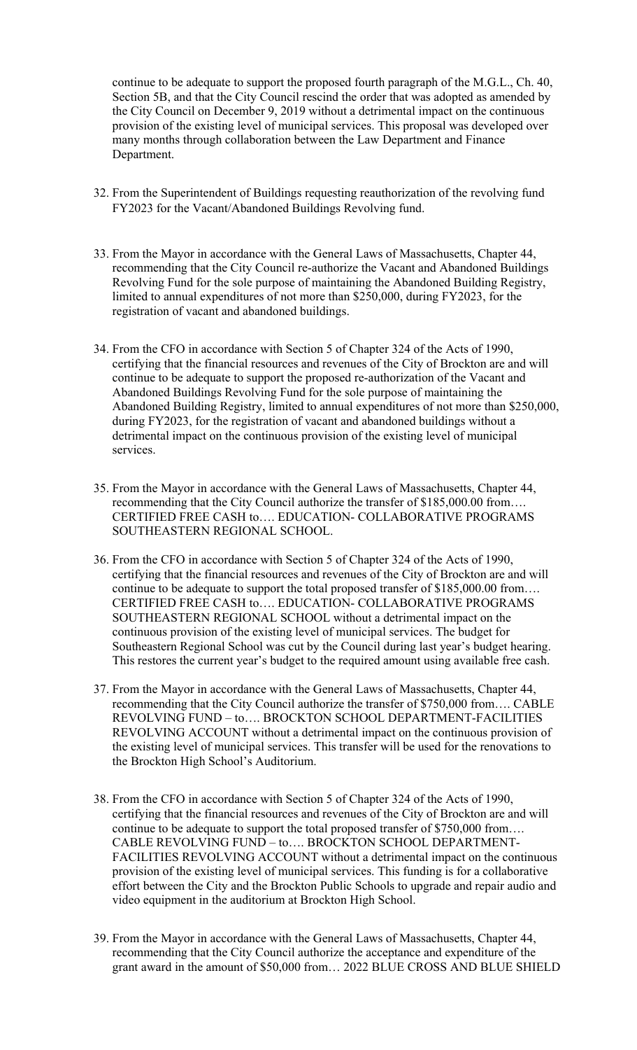continue to be adequate to support the proposed fourth paragraph of the M.G.L., Ch. 40, Section 5B, and that the City Council rescind the order that was adopted as amended by the City Council on December 9, 2019 without a detrimental impact on the continuous provision of the existing level of municipal services. This proposal was developed over many months through collaboration between the Law Department and Finance Department.

32. From the Superintendent of Buildings requesting reauthorization of the revolving fund FY2023 for the Vacant/Abandoned Buildings Revolving fund.

33. From the Mayor in accordance with the General Laws of Massachusetts, Chapter 44, recommending that the City Council re-authorize the Vacant and Abandoned Buildings Revolving Fund for the sole purpose of maintaining the Abandoned Building Registry, limited to annual expenditures of not more than $250,000, during FY2023, for the registration of vacant and abandoned buildings.

34. From the CFO in accordance with Section 5 of Chapter 324 of the Acts of 1990, certifying that the financial resources and revenues of the City of Brockton are and will continue to be adequate to support the proposed re-authorization of the Vacant and Abandoned Buildings Revolving Fund for the sole purpose of maintaining the Abandoned Building Registry, limited to annual expenditures of not more than $250,000, during FY2023, for the registration of vacant and abandoned buildings without a detrimental impact on the continuous provision of the existing level of municipal services.

35. From the Mayor in accordance with the General Laws of Massachusetts, Chapter 44, recommending that the City Council authorize the transfer of $185,000.00 from…. CERTIFIED FREE CASH to…. EDUCATION- COLLABORATIVE PROGRAMS SOUTHEASTERN REGIONAL SCHOOL.

36. From the CFO in accordance with Section 5 of Chapter 324 of the Acts of 1990, certifying that the financial resources and revenues of the City of Brockton are and will continue to be adequate to support the total proposed transfer of $185,000.00 from…. CERTIFIED FREE CASH to…. EDUCATION- COLLABORATIVE PROGRAMS SOUTHEASTERN REGIONAL SCHOOL without a detrimental impact on the continuous provision of the existing level of municipal services. The budget for Southeastern Regional School was cut by the Council during last year's budget hearing. This restores the current year's budget to the required amount using available free cash.

37. From the Mayor in accordance with the General Laws of Massachusetts, Chapter 44, recommending that the City Council authorize the transfer of $750,000 from…. CABLE REVOLVING FUND – to…. BROCKTON SCHOOL DEPARTMENT-FACILITIES REVOLVING ACCOUNT without a detrimental impact on the continuous provision of the existing level of municipal services. This transfer will be used for the renovations to the Brockton High School's Auditorium.

38. From the CFO in accordance with Section 5 of Chapter 324 of the Acts of 1990, certifying that the financial resources and revenues of the City of Brockton are and will continue to be adequate to support the total proposed transfer of $750,000 from…. CABLE REVOLVING FUND – to…. BROCKTON SCHOOL DEPARTMENT-FACILITIES REVOLVING ACCOUNT without a detrimental impact on the continuous provision of the existing level of municipal services. This funding is for a collaborative effort between the City and the Brockton Public Schools to upgrade and repair audio and video equipment in the auditorium at Brockton High School.

39. From the Mayor in accordance with the General Laws of Massachusetts, Chapter 44, recommending that the City Council authorize the acceptance and expenditure of the grant award in the amount of $50,000 from… 2022 BLUE CROSS AND BLUE SHIELD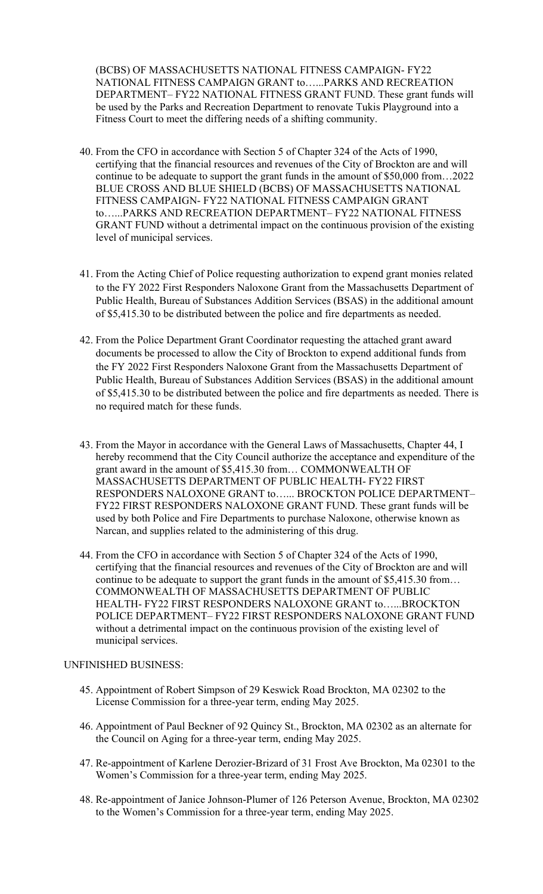(BCBS) OF MASSACHUSETTS NATIONAL FITNESS CAMPAIGN- FY22 NATIONAL FITNESS CAMPAIGN GRANT to…...PARKS AND RECREATION DEPARTMENT– FY22 NATIONAL FITNESS GRANT FUND. These grant funds will be used by the Parks and Recreation Department to renovate Tukis Playground into a Fitness Court to meet the differing needs of a shifting community.

40. From the CFO in accordance with Section 5 of Chapter 324 of the Acts of 1990, certifying that the financial resources and revenues of the City of Brockton are and will continue to be adequate to support the grant funds in the amount of $50,000 from…2022 BLUE CROSS AND BLUE SHIELD (BCBS) OF MASSACHUSETTS NATIONAL FITNESS CAMPAIGN- FY22 NATIONAL FITNESS CAMPAIGN GRANT to…...PARKS AND RECREATION DEPARTMENT– FY22 NATIONAL FITNESS GRANT FUND without a detrimental impact on the continuous provision of the existing level of municipal services.

41. From the Acting Chief of Police requesting authorization to expend grant monies related to the FY 2022 First Responders Naloxone Grant from the Massachusetts Department of Public Health, Bureau of Substances Addition Services (BSAS) in the additional amount of $5,415.30 to be distributed between the police and fire departments as needed.

42. From the Police Department Grant Coordinator requesting the attached grant award documents be processed to allow the City of Brockton to expend additional funds from the FY 2022 First Responders Naloxone Grant from the Massachusetts Department of Public Health, Bureau of Substances Addition Services (BSAS) in the additional amount of $5,415.30 to be distributed between the police and fire departments as needed. There is no required match for these funds.

43. From the Mayor in accordance with the General Laws of Massachusetts, Chapter 44, I hereby recommend that the City Council authorize the acceptance and expenditure of the grant award in the amount of $5,415.30 from… COMMONWEALTH OF MASSACHUSETTS DEPARTMENT OF PUBLIC HEALTH- FY22 FIRST RESPONDERS NALOXONE GRANT to…... BROCKTON POLICE DEPARTMENT– FY22 FIRST RESPONDERS NALOXONE GRANT FUND. These grant funds will be used by both Police and Fire Departments to purchase Naloxone, otherwise known as Narcan, and supplies related to the administering of this drug.

44. From the CFO in accordance with Section 5 of Chapter 324 of the Acts of 1990, certifying that the financial resources and revenues of the City of Brockton are and will continue to be adequate to support the grant funds in the amount of $5,415.30 from… COMMONWEALTH OF MASSACHUSETTS DEPARTMENT OF PUBLIC HEALTH- FY22 FIRST RESPONDERS NALOXONE GRANT to…...BROCKTON POLICE DEPARTMENT– FY22 FIRST RESPONDERS NALOXONE GRANT FUND without a detrimental impact on the continuous provision of the existing level of municipal services.

UNFINISHED BUSINESS:

45. Appointment of Robert Simpson of 29 Keswick Road Brockton, MA 02302 to the License Commission for a three-year term, ending May 2025.

46. Appointment of Paul Beckner of 92 Quincy St., Brockton, MA 02302 as an alternate for the Council on Aging for a three-year term, ending May 2025.

47. Re-appointment of Karlene Derozier-Brizard of 31 Frost Ave Brockton, Ma 02301 to the Women's Commission for a three-year term, ending May 2025.

48. Re-appointment of Janice Johnson-Plumer of 126 Peterson Avenue, Brockton, MA 02302 to the Women's Commission for a three-year term, ending May 2025.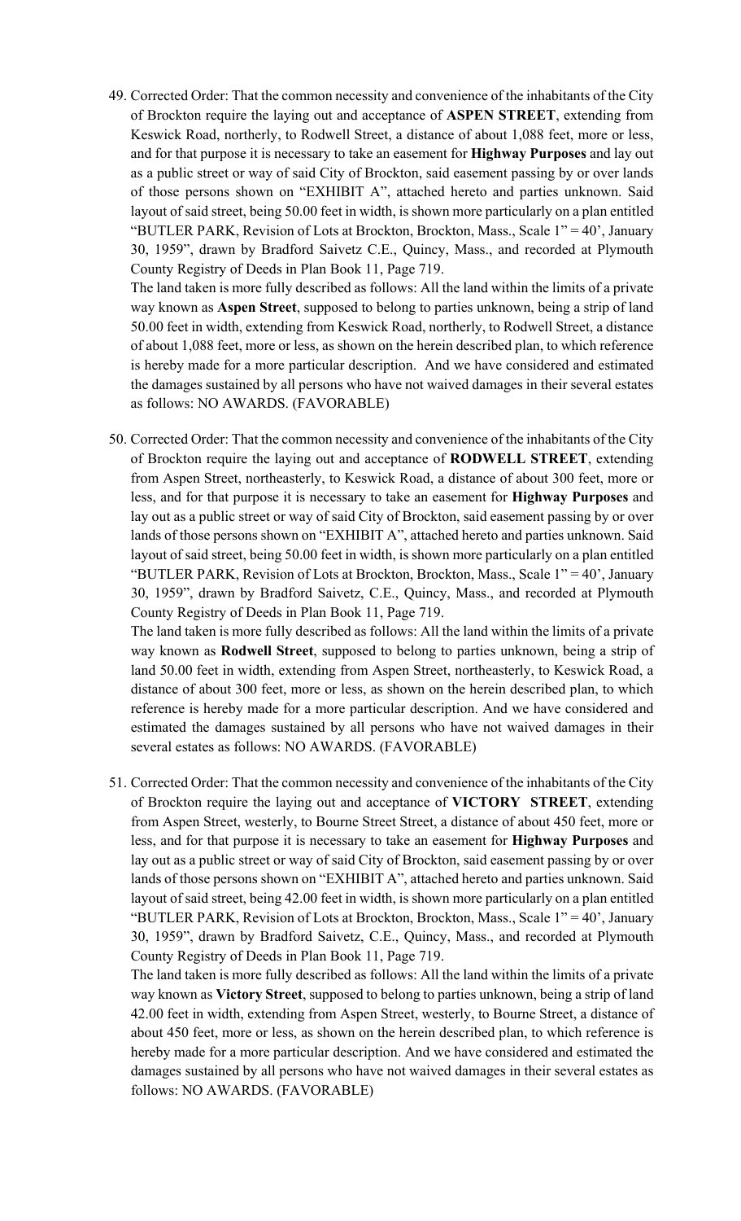49. Corrected Order: That the common necessity and convenience of the inhabitants of the City of Brockton require the laying out and acceptance of **ASPEN STREET**, extending from Keswick Road, northerly, to Rodwell Street, a distance of about 1,088 feet, more or less, and for that purpose it is necessary to take an easement for **Highway Purposes** and lay out as a public street or way of said City of Brockton, said easement passing by or over lands of those persons shown on "EXHIBIT A", attached hereto and parties unknown. Said layout of said street, being 50.00 feet in width, is shown more particularly on a plan entitled "BUTLER PARK, Revision of Lots at Brockton, Brockton, Mass., Scale 1" = 40', January 30, 1959", drawn by Bradford Saivetz C.E., Quincy, Mass., and recorded at Plymouth County Registry of Deeds in Plan Book 11, Page 719.

    The land taken is more fully described as follows: All the land within the limits of a private way known as **Aspen Street**, supposed to belong to parties unknown, being a strip of land 50.00 feet in width, extending from Keswick Road, northerly, to Rodwell Street, a distance of about 1,088 feet, more or less, as shown on the herein described plan, to which reference is hereby made for a more particular description. And we have considered and estimated the damages sustained by all persons who have not waived damages in their several estates as follows: NO AWARDS. (FAVORABLE)

50. Corrected Order: That the common necessity and convenience of the inhabitants of the City of Brockton require the laying out and acceptance of **RODWELL STREET**, extending from Aspen Street, northeasterly, to Keswick Road, a distance of about 300 feet, more or less, and for that purpose it is necessary to take an easement for **Highway Purposes** and lay out as a public street or way of said City of Brockton, said easement passing by or over lands of those persons shown on "EXHIBIT A", attached hereto and parties unknown. Said layout of said street, being 50.00 feet in width, is shown more particularly on a plan entitled "BUTLER PARK, Revision of Lots at Brockton, Brockton, Mass., Scale 1" = 40', January 30, 1959", drawn by Bradford Saivetz, C.E., Quincy, Mass., and recorded at Plymouth County Registry of Deeds in Plan Book 11, Page 719.

    The land taken is more fully described as follows: All the land within the limits of a private way known as **Rodwell Street**, supposed to belong to parties unknown, being a strip of land 50.00 feet in width, extending from Aspen Street, northeasterly, to Keswick Road, a distance of about 300 feet, more or less, as shown on the herein described plan, to which reference is hereby made for a more particular description. And we have considered and estimated the damages sustained by all persons who have not waived damages in their several estates as follows: NO AWARDS. (FAVORABLE)

51. Corrected Order: That the common necessity and convenience of the inhabitants of the City of Brockton require the laying out and acceptance of **VICTORY STREET**, extending from Aspen Street, westerly, to Bourne Street Street, a distance of about 450 feet, more or less, and for that purpose it is necessary to take an easement for **Highway Purposes** and lay out as a public street or way of said City of Brockton, said easement passing by or over lands of those persons shown on "EXHIBIT A", attached hereto and parties unknown. Said layout of said street, being 42.00 feet in width, is shown more particularly on a plan entitled "BUTLER PARK, Revision of Lots at Brockton, Brockton, Mass., Scale 1" = 40', January 30, 1959", drawn by Bradford Saivetz, C.E., Quincy, Mass., and recorded at Plymouth County Registry of Deeds in Plan Book 11, Page 719.

    The land taken is more fully described as follows: All the land within the limits of a private way known as **Victory Street**, supposed to belong to parties unknown, being a strip of land 42.00 feet in width, extending from Aspen Street, westerly, to Bourne Street, a distance of about 450 feet, more or less, as shown on the herein described plan, to which reference is hereby made for a more particular description. And we have considered and estimated the damages sustained by all persons who have not waived damages in their several estates as follows: NO AWARDS. (FAVORABLE)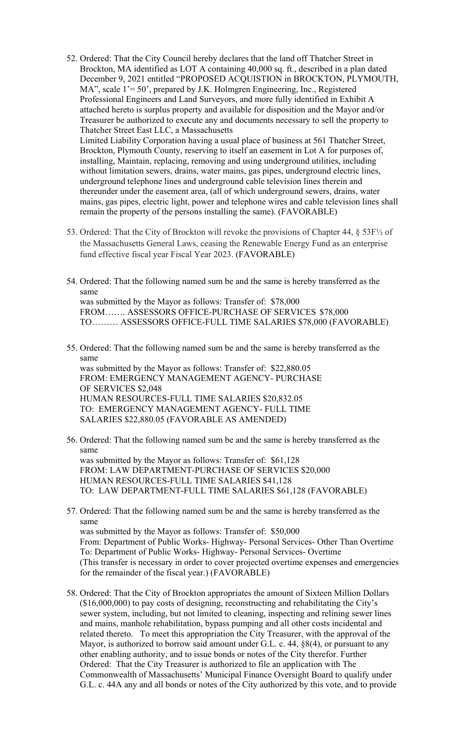52. Ordered: That the City Council hereby declares that the land off Thatcher Street in Brockton, MA identified as LOT A containing 40,000 sq. ft., described in a plan dated December 9, 2021 entitled "PROPOSED ACQUISTION in BROCKTON, PLYMOUTH, MA", scale 1'= 50', prepared by J.K. Holmgren Engineering, Inc., Registered Professional Engineers and Land Surveyors, and more fully identified in Exhibit A attached hereto is surplus property and available for disposition and the Mayor and/or Treasurer be authorized to execute any and documents necessary to sell the property to Thatcher Street East LLC, a Massachusetts Limited Liability Corporation having a usual place of business at 561 Thatcher Street, Brockton, Plymouth County, reserving to itself an easement in Lot A for purposes of, installing, Maintain, replacing, removing and using underground utilities, including without limitation sewers, drains, water mains, gas pipes, underground electric lines, underground telephone lines and underground cable television lines therein and thereunder under the easement area, (all of which underground sewers, drains, water mains, gas pipes, electric light, power and telephone wires and cable television lines shall remain the property of the persons installing the same). (FAVORABLE)

53. Ordered: That the City of Brockton will revoke the provisions of Chapter 44, § 53F½ of the Massachusetts General Laws, ceasing the Renewable Energy Fund as an enterprise fund effective fiscal year Fiscal Year 2023. (FAVORABLE)

54. Ordered: That the following named sum be and the same is hereby transferred as the same was submitted by the Mayor as follows: Transfer of: $78,000
    FROM……. ASSESSORS OFFICE-PURCHASE OF SERVICES $78,000
    TO……… ASSESSORS OFFICE-FULL TIME SALARIES $78,000 (FAVORABLE)

55. Ordered: That the following named sum be and the same is hereby transferred as the same was submitted by the Mayor as follows: Transfer of: $22,880.05
    FROM: EMERGENCY MANAGEMENT AGENCY- PURCHASE OF SERVICES $2,048
    HUMAN RESOURCES-FULL TIME SALARIES $20,832.05
    TO: EMERGENCY MANAGEMENT AGENCY- FULL TIME SALARIES $22,880.05 (FAVORABLE AS AMENDED)

56. Ordered: That the following named sum be and the same is hereby transferred as the same was submitted by the Mayor as follows: Transfer of: $61,128
    FROM: LAW DEPARTMENT-PURCHASE OF SERVICES $20,000
    HUMAN RESOURCES-FULL TIME SALARIES $41,128
    TO: LAW DEPARTMENT-FULL TIME SALARIES $61,128 (FAVORABLE)

57. Ordered: That the following named sum be and the same is hereby transferred as the same was submitted by the Mayor as follows: Transfer of: $50,000
    From: Department of Public Works- Highway- Personal Services- Other Than Overtime
    To: Department of Public Works- Highway- Personal Services- Overtime
    (This transfer is necessary in order to cover projected overtime expenses and emergencies for the remainder of the fiscal year.) (FAVORABLE)

58. Ordered: That the City of Brockton appropriates the amount of Sixteen Million Dollars ($16,000,000) to pay costs of designing, reconstructing and rehabilitating the City's sewer system, including, but not limited to, cleaning, inspecting and relining sewer lines and mains, manhole rehabilitation, bypass pumping and all other costs incidental and related thereto. To meet this appropriation the City Treasurer, with the approval of the Mayor, is authorized to borrow said amount under G.L. c. 44, §8(4), or pursuant to any other enabling authority, and to issue bonds or notes of the City therefor. Further Ordered: That the City Treasurer is authorized to file an application with The Commonwealth of Massachusetts' Municipal Finance Oversight Board to qualify under G.L. c. 44A any and all bonds or notes of the City authorized by this vote, and to provide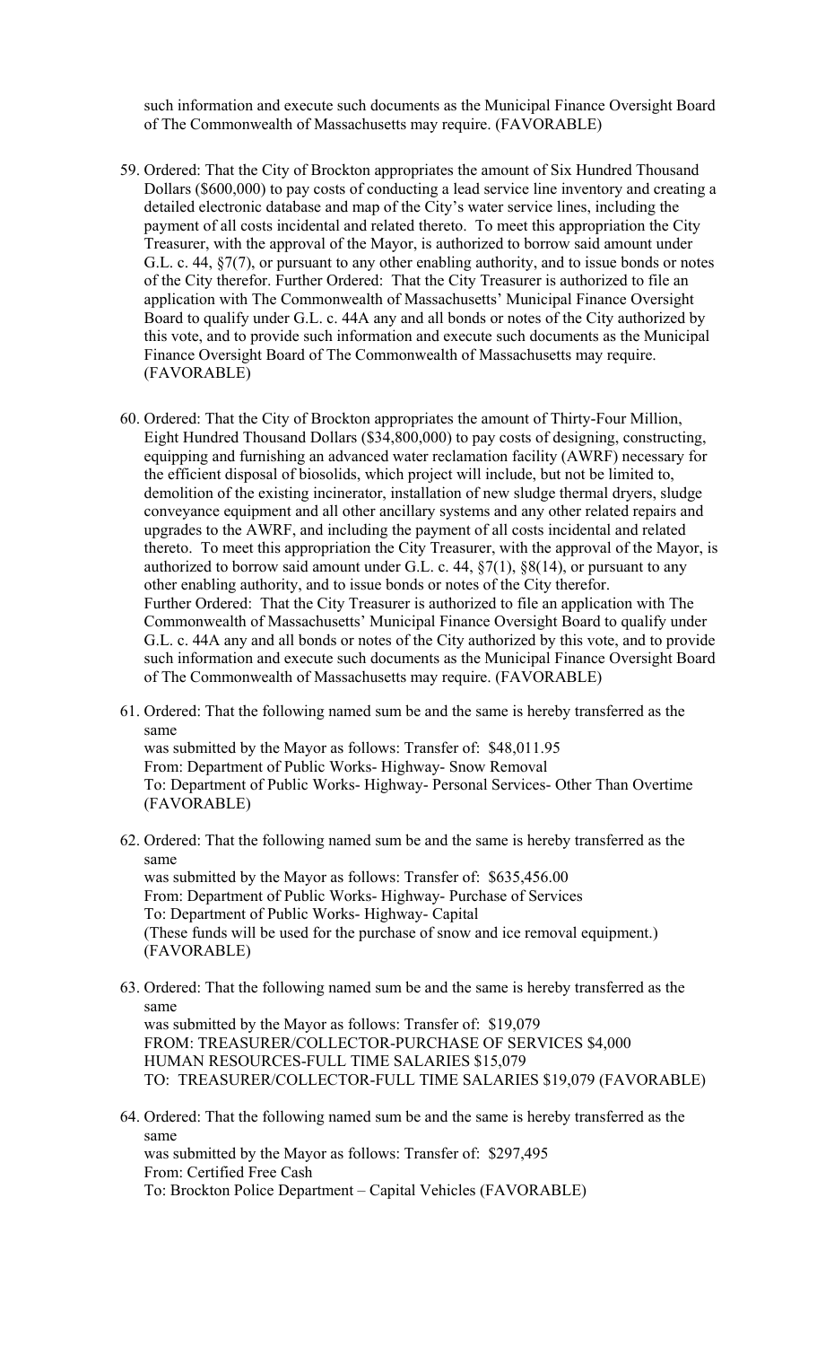such information and execute such documents as the Municipal Finance Oversight Board of The Commonwealth of Massachusetts may require. (FAVORABLE)

59. Ordered: That the City of Brockton appropriates the amount of Six Hundred Thousand Dollars ($600,000) to pay costs of conducting a lead service line inventory and creating a detailed electronic database and map of the City's water service lines, including the payment of all costs incidental and related thereto. To meet this appropriation the City Treasurer, with the approval of the Mayor, is authorized to borrow said amount under G.L. c. 44, §7(7), or pursuant to any other enabling authority, and to issue bonds or notes of the City therefor. Further Ordered: That the City Treasurer is authorized to file an application with The Commonwealth of Massachusetts' Municipal Finance Oversight Board to qualify under G.L. c. 44A any and all bonds or notes of the City authorized by this vote, and to provide such information and execute such documents as the Municipal Finance Oversight Board of The Commonwealth of Massachusetts may require. (FAVORABLE)

60. Ordered: That the City of Brockton appropriates the amount of Thirty-Four Million, Eight Hundred Thousand Dollars ($34,800,000) to pay costs of designing, constructing, equipping and furnishing an advanced water reclamation facility (AWRF) necessary for the efficient disposal of biosolids, which project will include, but not be limited to, demolition of the existing incinerator, installation of new sludge thermal dryers, sludge conveyance equipment and all other ancillary systems and any other related repairs and upgrades to the AWRF, and including the payment of all costs incidental and related thereto. To meet this appropriation the City Treasurer, with the approval of the Mayor, is authorized to borrow said amount under G.L. c. 44, §7(1), §8(14), or pursuant to any other enabling authority, and to issue bonds or notes of the City therefor.
Further Ordered: That the City Treasurer is authorized to file an application with The Commonwealth of Massachusetts' Municipal Finance Oversight Board to qualify under G.L. c. 44A any and all bonds or notes of the City authorized by this vote, and to provide such information and execute such documents as the Municipal Finance Oversight Board of The Commonwealth of Massachusetts may require. (FAVORABLE)

61. Ordered: That the following named sum be and the same is hereby transferred as the same
was submitted by the Mayor as follows: Transfer of: $48,011.95
From: Department of Public Works- Highway- Snow Removal
To: Department of Public Works- Highway- Personal Services- Other Than Overtime
(FAVORABLE)

62. Ordered: That the following named sum be and the same is hereby transferred as the same
was submitted by the Mayor as follows: Transfer of: $635,456.00
From: Department of Public Works- Highway- Purchase of Services
To: Department of Public Works- Highway- Capital
(These funds will be used for the purchase of snow and ice removal equipment.)
(FAVORABLE)

63. Ordered: That the following named sum be and the same is hereby transferred as the same
was submitted by the Mayor as follows: Transfer of: $19,079
FROM: TREASURER/COLLECTOR-PURCHASE OF SERVICES $4,000
HUMAN RESOURCES-FULL TIME SALARIES $15,079
TO: TREASURER/COLLECTOR-FULL TIME SALARIES $19,079 (FAVORABLE)

64. Ordered: That the following named sum be and the same is hereby transferred as the same
was submitted by the Mayor as follows: Transfer of: $297,495
From: Certified Free Cash
To: Brockton Police Department – Capital Vehicles (FAVORABLE)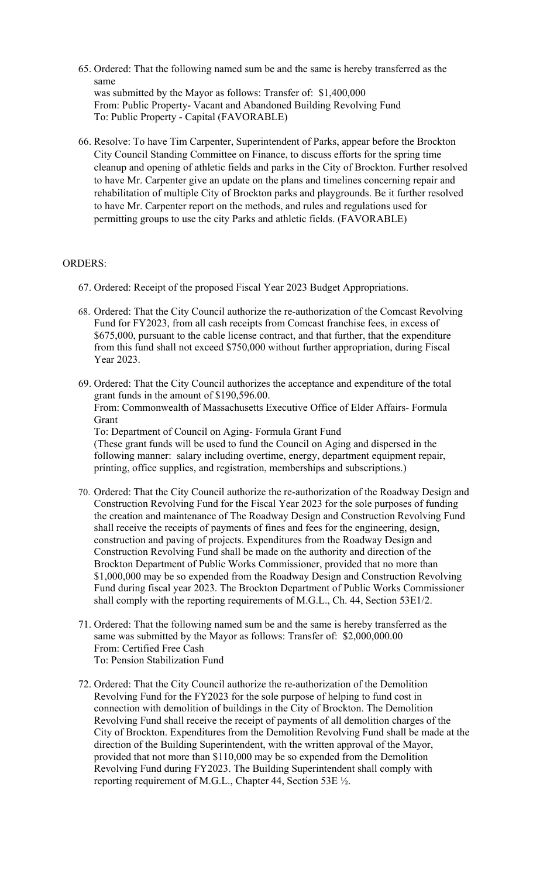65. Ordered: That the following named sum be and the same is hereby transferred as the same
    was submitted by the Mayor as follows: Transfer of: $1,400,000
    From: Public Property- Vacant and Abandoned Building Revolving Fund
    To: Public Property - Capital (FAVORABLE)

66. Resolve: To have Tim Carpenter, Superintendent of Parks, appear before the Brockton City Council Standing Committee on Finance, to discuss efforts for the spring time cleanup and opening of athletic fields and parks in the City of Brockton. Further resolved to have Mr. Carpenter give an update on the plans and timelines concerning repair and rehabilitation of multiple City of Brockton parks and playgrounds. Be it further resolved to have Mr. Carpenter report on the methods, and rules and regulations used for permitting groups to use the city Parks and athletic fields. (FAVORABLE)

ORDERS:

67. Ordered: Receipt of the proposed Fiscal Year 2023 Budget Appropriations.

68. Ordered: That the City Council authorize the re-authorization of the Comcast Revolving Fund for FY2023, from all cash receipts from Comcast franchise fees, in excess of $675,000, pursuant to the cable license contract, and that further, that the expenditure from this fund shall not exceed $750,000 without further appropriation, during Fiscal Year 2023.

69. Ordered: That the City Council authorizes the acceptance and expenditure of the total grant funds in the amount of $190,596.00.
    From: Commonwealth of Massachusetts Executive Office of Elder Affairs- Formula Grant
    To: Department of Council on Aging- Formula Grant Fund
    (These grant funds will be used to fund the Council on Aging and dispersed in the following manner: salary including overtime, energy, department equipment repair, printing, office supplies, and registration, memberships and subscriptions.)

70. Ordered: That the City Council authorize the re-authorization of the Roadway Design and Construction Revolving Fund for the Fiscal Year 2023 for the sole purposes of funding the creation and maintenance of The Roadway Design and Construction Revolving Fund shall receive the receipts of payments of fines and fees for the engineering, design, construction and paving of projects. Expenditures from the Roadway Design and Construction Revolving Fund shall be made on the authority and direction of the Brockton Department of Public Works Commissioner, provided that no more than $1,000,000 may be so expended from the Roadway Design and Construction Revolving Fund during fiscal year 2023. The Brockton Department of Public Works Commissioner shall comply with the reporting requirements of M.G.L., Ch. 44, Section 53E1/2.

71. Ordered: That the following named sum be and the same is hereby transferred as the same was submitted by the Mayor as follows: Transfer of: $2,000,000.00
    From: Certified Free Cash
    To: Pension Stabilization Fund

72. Ordered: That the City Council authorize the re-authorization of the Demolition Revolving Fund for the FY2023 for the sole purpose of helping to fund cost in connection with demolition of buildings in the City of Brockton. The Demolition Revolving Fund shall receive the receipt of payments of all demolition charges of the City of Brockton. Expenditures from the Demolition Revolving Fund shall be made at the direction of the Building Superintendent, with the written approval of the Mayor, provided that not more than $110,000 may be so expended from the Demolition Revolving Fund during FY2023. The Building Superintendent shall comply with reporting requirement of M.G.L., Chapter 44, Section 53E ½.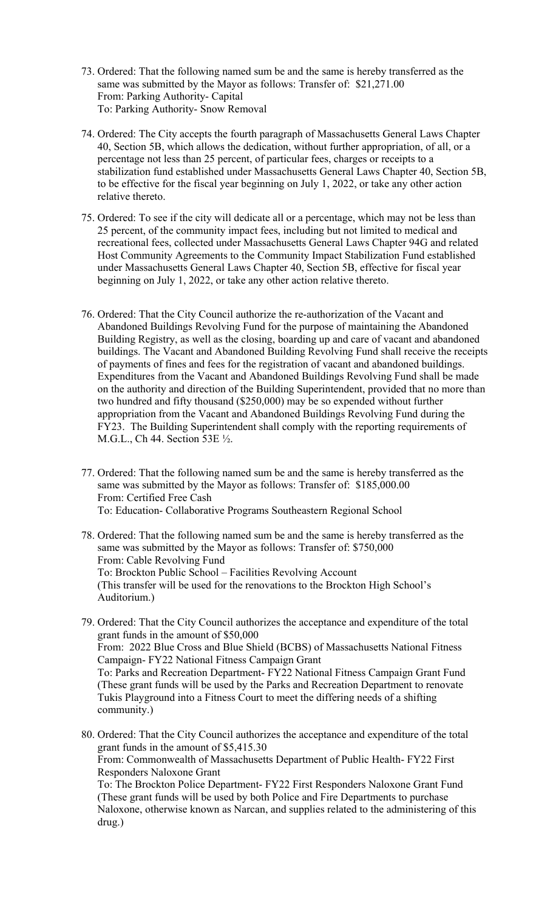73. Ordered: That the following named sum be and the same is hereby transferred as the same was submitted by the Mayor as follows: Transfer of: $21,271.00
    From: Parking Authority- Capital
    To: Parking Authority- Snow Removal

74. Ordered: The City accepts the fourth paragraph of Massachusetts General Laws Chapter 40, Section 5B, which allows the dedication, without further appropriation, of all, or a percentage not less than 25 percent, of particular fees, charges or receipts to a stabilization fund established under Massachusetts General Laws Chapter 40, Section 5B, to be effective for the fiscal year beginning on July 1, 2022, or take any other action relative thereto.

75. Ordered: To see if the city will dedicate all or a percentage, which may not be less than 25 percent, of the community impact fees, including but not limited to medical and recreational fees, collected under Massachusetts General Laws Chapter 94G and related Host Community Agreements to the Community Impact Stabilization Fund established under Massachusetts General Laws Chapter 40, Section 5B, effective for fiscal year beginning on July 1, 2022, or take any other action relative thereto.

76. Ordered: That the City Council authorize the re-authorization of the Vacant and Abandoned Buildings Revolving Fund for the purpose of maintaining the Abandoned Building Registry, as well as the closing, boarding up and care of vacant and abandoned buildings. The Vacant and Abandoned Building Revolving Fund shall receive the receipts of payments of fines and fees for the registration of vacant and abandoned buildings. Expenditures from the Vacant and Abandoned Building Revolving Fund shall be made on the authority and direction of the Building Superintendent, provided that no more than two hundred and fifty thousand ($250,000) may be so expended without further appropriation from the Vacant and Abandoned Buildings Revolving Fund during the FY23. The Building Superintendent shall comply with the reporting requirements of M.G.L., Ch 44. Section 53E ½.

77. Ordered: That the following named sum be and the same is hereby transferred as the same was submitted by the Mayor as follows: Transfer of: $185,000.00
    From: Certified Free Cash
    To: Education- Collaborative Programs Southeastern Regional School

78. Ordered: That the following named sum be and the same is hereby transferred as the same was submitted by the Mayor as follows: Transfer of: $750,000
    From: Cable Revolving Fund
    To: Brockton Public School – Facilities Revolving Account
    (This transfer will be used for the renovations to the Brockton High School's Auditorium.)

79. Ordered: That the City Council authorizes the acceptance and expenditure of the total grant funds in the amount of $50,000
    From: 2022 Blue Cross and Blue Shield (BCBS) of Massachusetts National Fitness Campaign- FY22 National Fitness Campaign Grant
    To: Parks and Recreation Department- FY22 National Fitness Campaign Grant Fund
    (These grant funds will be used by the Parks and Recreation Department to renovate Tukis Playground into a Fitness Court to meet the differing needs of a shifting community.)

80. Ordered: That the City Council authorizes the acceptance and expenditure of the total grant funds in the amount of $5,415.30
    From: Commonwealth of Massachusetts Department of Public Health- FY22 First Responders Naloxone Grant
    To: The Brockton Police Department- FY22 First Responders Naloxone Grant Fund
    (These grant funds will be used by both Police and Fire Departments to purchase Naloxone, otherwise known as Narcan, and supplies related to the administering of this drug.)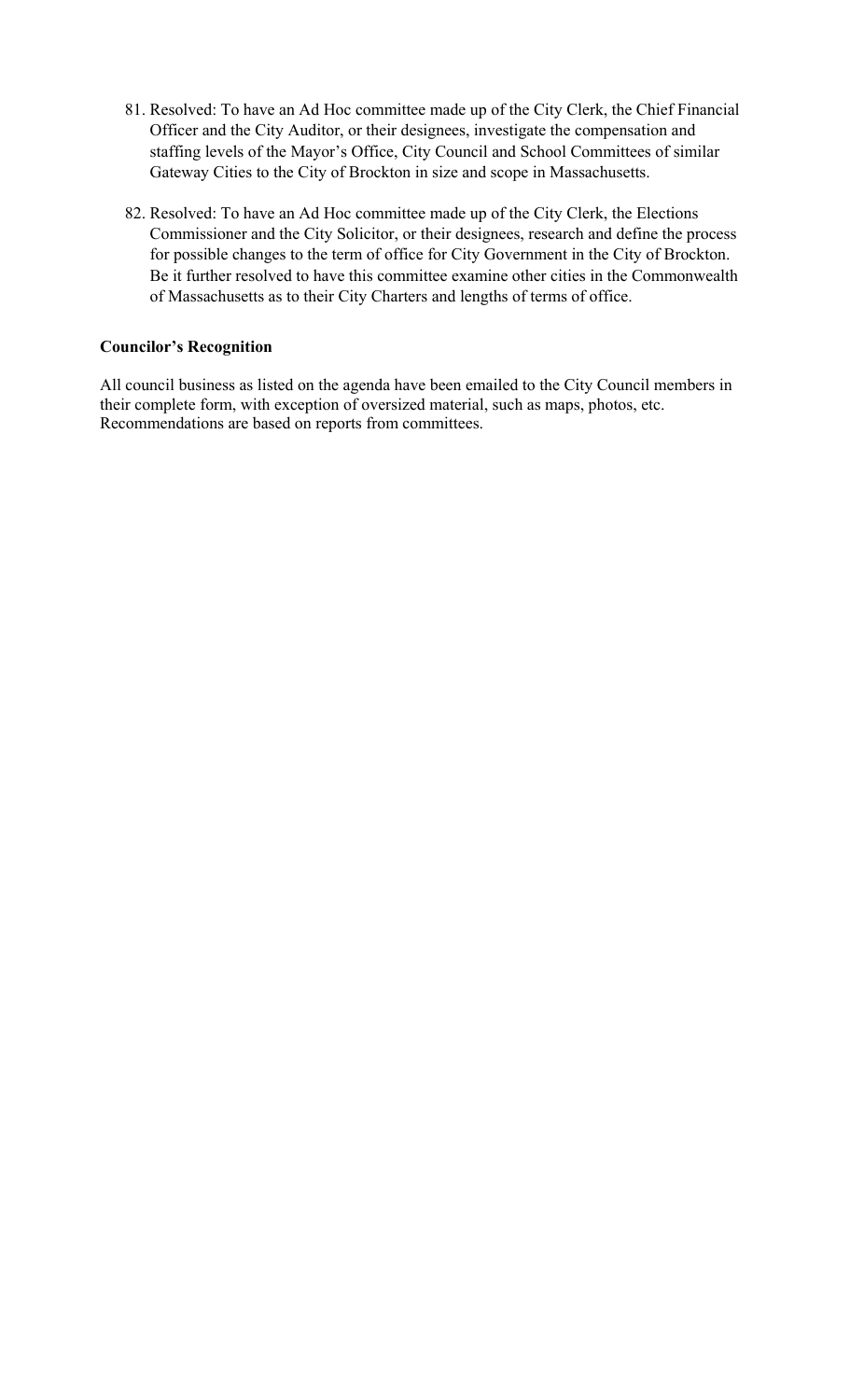81. Resolved: To have an Ad Hoc committee made up of the City Clerk, the Chief Financial Officer and the City Auditor, or their designees, investigate the compensation and staffing levels of the Mayor's Office, City Council and School Committees of similar Gateway Cities to the City of Brockton in size and scope in Massachusetts.

82. Resolved: To have an Ad Hoc committee made up of the City Clerk, the Elections Commissioner and the City Solicitor, or their designees, research and define the process for possible changes to the term of office for City Government in the City of Brockton. Be it further resolved to have this committee examine other cities in the Commonwealth of Massachusetts as to their City Charters and lengths of terms of office.

**Councilor's Recognition**

All council business as listed on the agenda have been emailed to the City Council members in their complete form, with exception of oversized material, such as maps, photos, etc. Recommendations are based on reports from committees.